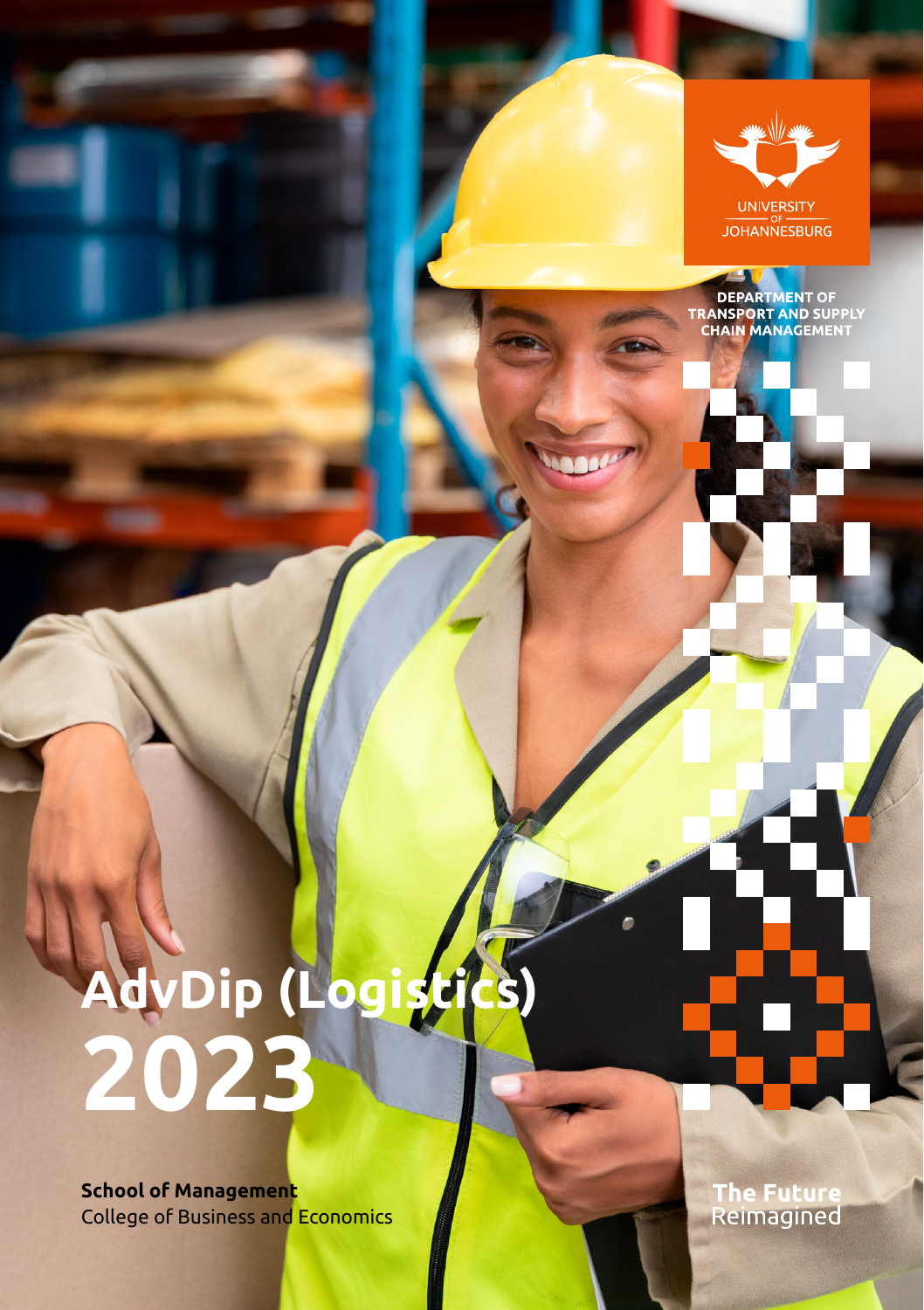UNIVERSITY OF JOHANNESBURG

DEPARTMENT OF TRANSPORT AND SUPPLY CHAIN MANAGEMENT

# AdvDip (Logistics) 2023

**School of Management**
College of Business and Economics

**The Future**
Reimagined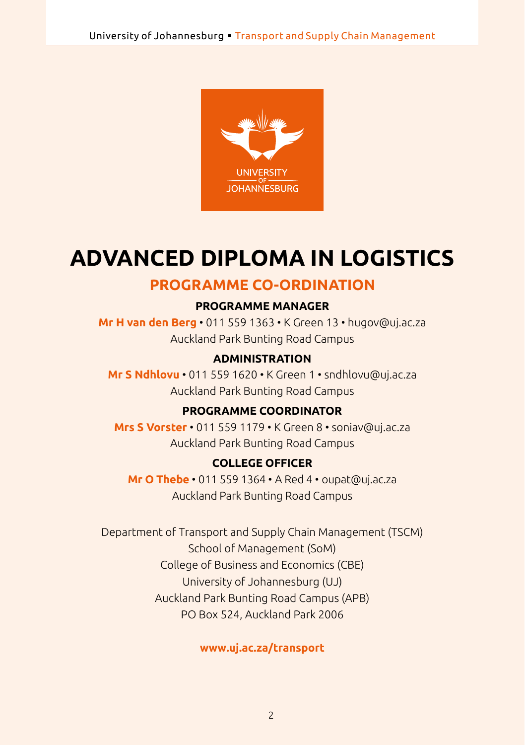# ADVANCED DIPLOMA IN LOGISTICS

## PROGRAMME CO-ORDINATION

### PROGRAMME MANAGER

**Mr H van den Berg** • 011 559 1363 • K Green 13 • hugov@uj.ac.za
Auckland Park Bunting Road Campus

### ADMINISTRATION

**Mr S Ndhlovu** • 011 559 1620 • K Green 1 • sndhlovu@uj.ac.za
Auckland Park Bunting Road Campus

### PROGRAMME COORDINATOR

**Mrs S Vorster** • 011 559 1179 • K Green 8 • soniav@uj.ac.za
Auckland Park Bunting Road Campus

### COLLEGE OFFICER

**Mr O Thebe** • 011 559 1364 • A Red 4 • oupat@uj.ac.za
Auckland Park Bunting Road Campus

Department of Transport and Supply Chain Management (TSCM)
School of Management (SoM)
College of Business and Economics (CBE)
University of Johannesburg (UJ)
Auckland Park Bunting Road Campus (APB)
PO Box 524, Auckland Park 2006

**www.uj.ac.za/transport**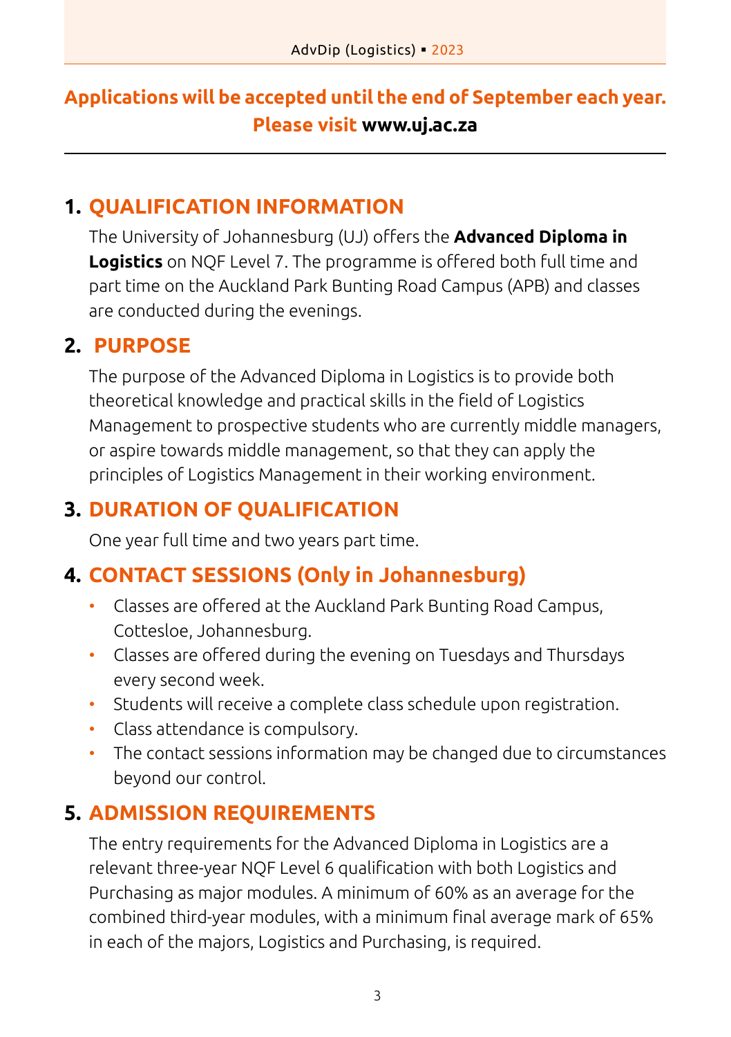**Applications will be accepted until the end of September each year. Please visit www.uj.ac.za**

---

## 1. QUALIFICATION INFORMATION

The University of Johannesburg (UJ) offers the **Advanced Diploma in Logistics** on NQF Level 7. The programme is offered both full time and part time on the Auckland Park Bunting Road Campus (APB) and classes are conducted during the evenings.

## 2. PURPOSE

The purpose of the Advanced Diploma in Logistics is to provide both theoretical knowledge and practical skills in the field of Logistics Management to prospective students who are currently middle managers, or aspire towards middle management, so that they can apply the principles of Logistics Management in their working environment.

## 3. DURATION OF QUALIFICATION

One year full time and two years part time.

## 4. CONTACT SESSIONS (Only in Johannesburg)

- Classes are offered at the Auckland Park Bunting Road Campus, Cottesloe, Johannesburg.
- Classes are offered during the evening on Tuesdays and Thursdays every second week.
- Students will receive a complete class schedule upon registration.
- Class attendance is compulsory.
- The contact sessions information may be changed due to circumstances beyond our control.

## 5. ADMISSION REQUIREMENTS

The entry requirements for the Advanced Diploma in Logistics are a relevant three-year NQF Level 6 qualification with both Logistics and Purchasing as major modules. A minimum of 60% as an average for the combined third-year modules, with a minimum final average mark of 65% in each of the majors, Logistics and Purchasing, is required.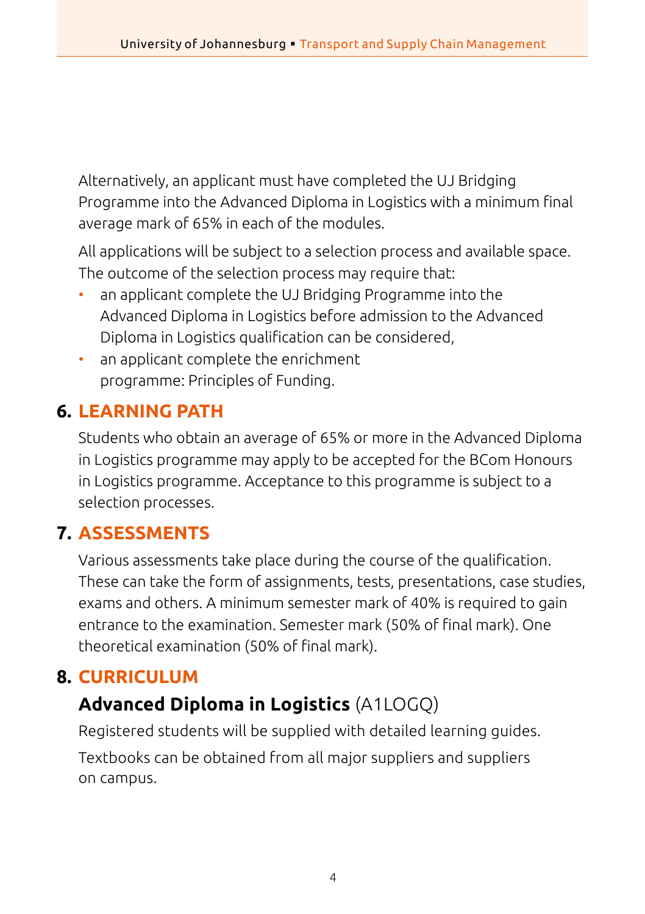Alternatively, an applicant must have completed the UJ Bridging Programme into the Advanced Diploma in Logistics with a minimum final average mark of 65% in each of the modules.

All applications will be subject to a selection process and available space. The outcome of the selection process may require that:

- an applicant complete the UJ Bridging Programme into the Advanced Diploma in Logistics before admission to the Advanced Diploma in Logistics qualification can be considered,
- an applicant complete the enrichment programme: Principles of Funding.

## 6. LEARNING PATH

Students who obtain an average of 65% or more in the Advanced Diploma in Logistics programme may apply to be accepted for the BCom Honours in Logistics programme. Acceptance to this programme is subject to a selection processes.

## 7. ASSESSMENTS

Various assessments take place during the course of the qualification. These can take the form of assignments, tests, presentations, case studies, exams and others. A minimum semester mark of 40% is required to gain entrance to the examination. Semester mark (50% of final mark). One theoretical examination (50% of final mark).

## 8. CURRICULUM

### **Advanced Diploma in Logistics** (A1LOGQ)

Registered students will be supplied with detailed learning guides.

Textbooks can be obtained from all major suppliers and suppliers on campus.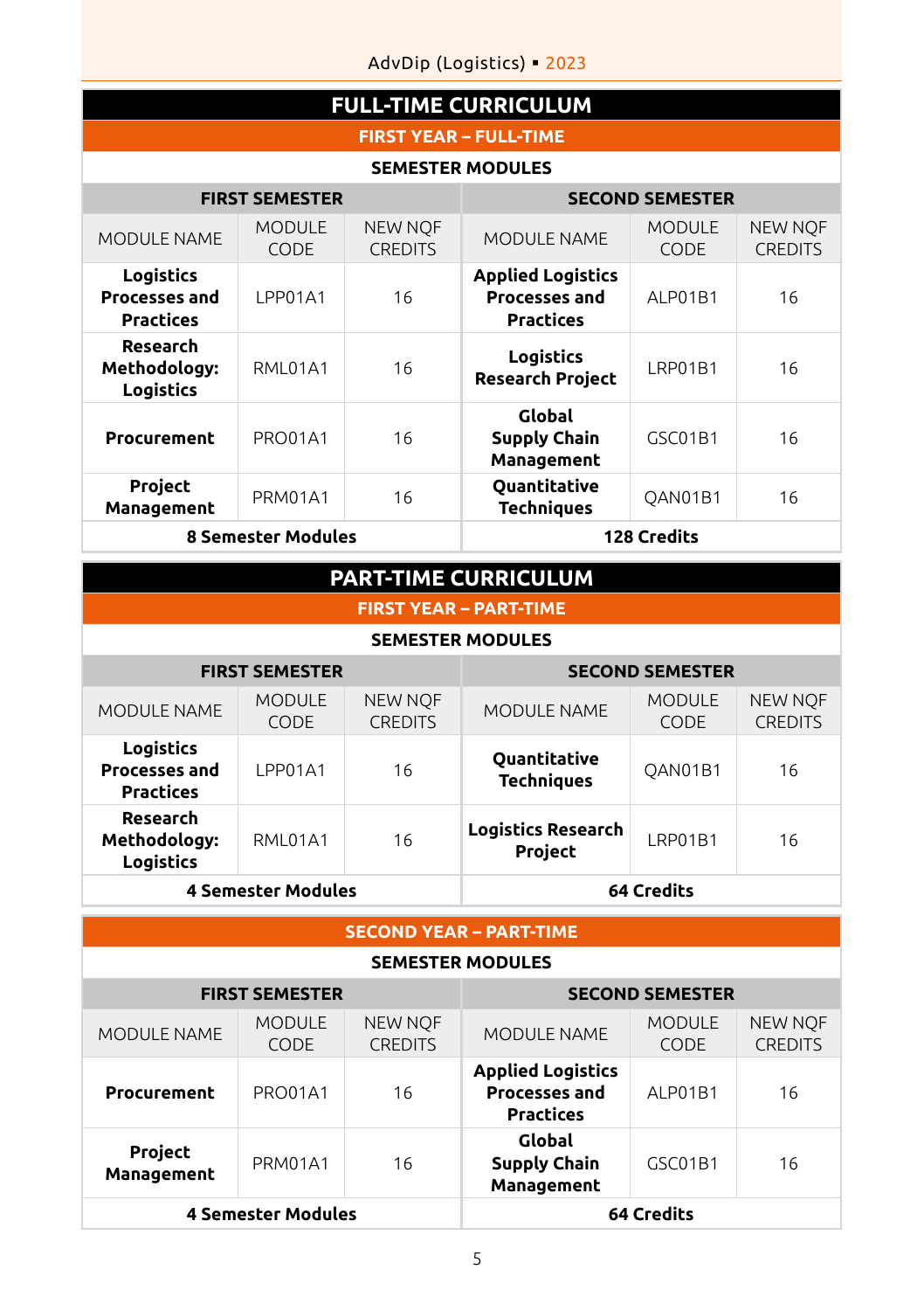# FULL-TIME CURRICULUM

## FIRST YEAR – FULL-TIME

### SEMESTER MODULES

| FIRST SEMESTER | | | SECOND SEMESTER | | |
|---|---|---|---|---|---|
| MODULE NAME | MODULE CODE | NEW NQF CREDITS | MODULE NAME | MODULE CODE | NEW NQF CREDITS |
| **Logistics Processes and Practices** | LPP01A1 | 16 | **Applied Logistics Processes and Practices** | ALP01B1 | 16 |
| **Research Methodology: Logistics** | RML01A1 | 16 | **Logistics Research Project** | LRP01B1 | 16 |
| **Procurement** | PRO01A1 | 16 | **Global Supply Chain Management** | GSC01B1 | 16 |
| **Project Management** | PRM01A1 | 16 | **Quantitative Techniques** | QAN01B1 | 16 |
| **8 Semester Modules** | | | **128 Credits** | | |

# PART-TIME CURRICULUM

## FIRST YEAR – PART-TIME

### SEMESTER MODULES

| FIRST SEMESTER | | | SECOND SEMESTER | | |
|---|---|---|---|---|---|
| MODULE NAME | MODULE CODE | NEW NQF CREDITS | MODULE NAME | MODULE CODE | NEW NQF CREDITS |
| **Logistics Processes and Practices** | LPP01A1 | 16 | **Quantitative Techniques** | QAN01B1 | 16 |
| **Research Methodology: Logistics** | RML01A1 | 16 | **Logistics Research Project** | LRP01B1 | 16 |
| **4 Semester Modules** | | | **64 Credits** | | |

## SECOND YEAR – PART-TIME

### SEMESTER MODULES

| FIRST SEMESTER | | | SECOND SEMESTER | | |
|---|---|---|---|---|---|
| MODULE NAME | MODULE CODE | NEW NQF CREDITS | MODULE NAME | MODULE CODE | NEW NQF CREDITS |
| **Procurement** | PRO01A1 | 16 | **Applied Logistics Processes and Practices** | ALP01B1 | 16 |
| **Project Management** | PRM01A1 | 16 | **Global Supply Chain Management** | GSC01B1 | 16 |
| **4 Semester Modules** | | | **64 Credits** | | |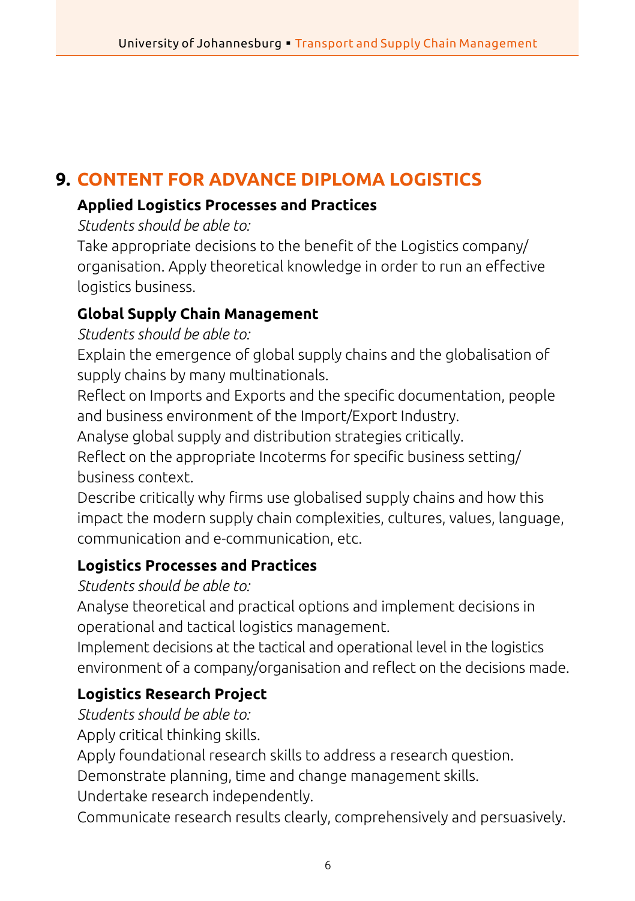## 9. CONTENT FOR ADVANCE DIPLOMA LOGISTICS

### Applied Logistics Processes and Practices

*Students should be able to:*

Take appropriate decisions to the benefit of the Logistics company/ organisation. Apply theoretical knowledge in order to run an effective logistics business.

### Global Supply Chain Management

*Students should be able to:*

Explain the emergence of global supply chains and the globalisation of supply chains by many multinationals.

Reflect on Imports and Exports and the specific documentation, people and business environment of the Import/Export Industry.

Analyse global supply and distribution strategies critically.

Reflect on the appropriate Incoterms for specific business setting/ business context.

Describe critically why firms use globalised supply chains and how this impact the modern supply chain complexities, cultures, values, language, communication and e-communication, etc.

### Logistics Processes and Practices

*Students should be able to:*

Analyse theoretical and practical options and implement decisions in operational and tactical logistics management.

Implement decisions at the tactical and operational level in the logistics environment of a company/organisation and reflect on the decisions made.

### Logistics Research Project

*Students should be able to:*

Apply critical thinking skills.

Apply foundational research skills to address a research question.

Demonstrate planning, time and change management skills.

Undertake research independently.

Communicate research results clearly, comprehensively and persuasively.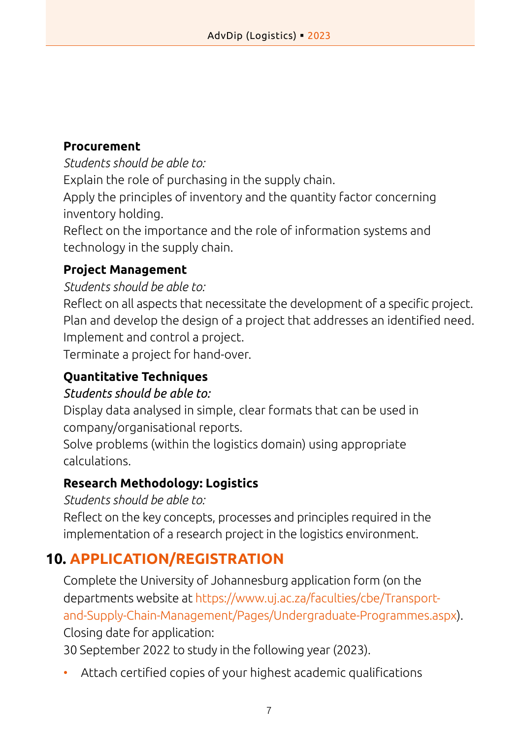**Procurement**

*Students should be able to:*

Explain the role of purchasing in the supply chain.

Apply the principles of inventory and the quantity factor concerning inventory holding.

Reflect on the importance and the role of information systems and technology in the supply chain.

**Project Management**

*Students should be able to:*

Reflect on all aspects that necessitate the development of a specific project.

Plan and develop the design of a project that addresses an identified need.

Implement and control a project.

Terminate a project for hand-over.

**Quantitative Techniques**

*Students should be able to:*

Display data analysed in simple, clear formats that can be used in company/organisational reports.

Solve problems (within the logistics domain) using appropriate calculations.

**Research Methodology: Logistics**

*Students should be able to:*

Reflect on the key concepts, processes and principles required in the implementation of a research project in the logistics environment.

## 10. APPLICATION/REGISTRATION

Complete the University of Johannesburg application form (on the departments website at https://www.uj.ac.za/faculties/cbe/Transport-and-Supply-Chain-Management/Pages/Undergraduate-Programmes.aspx).

Closing date for application:

30 September 2022 to study in the following year (2023).

- Attach certified copies of your highest academic qualifications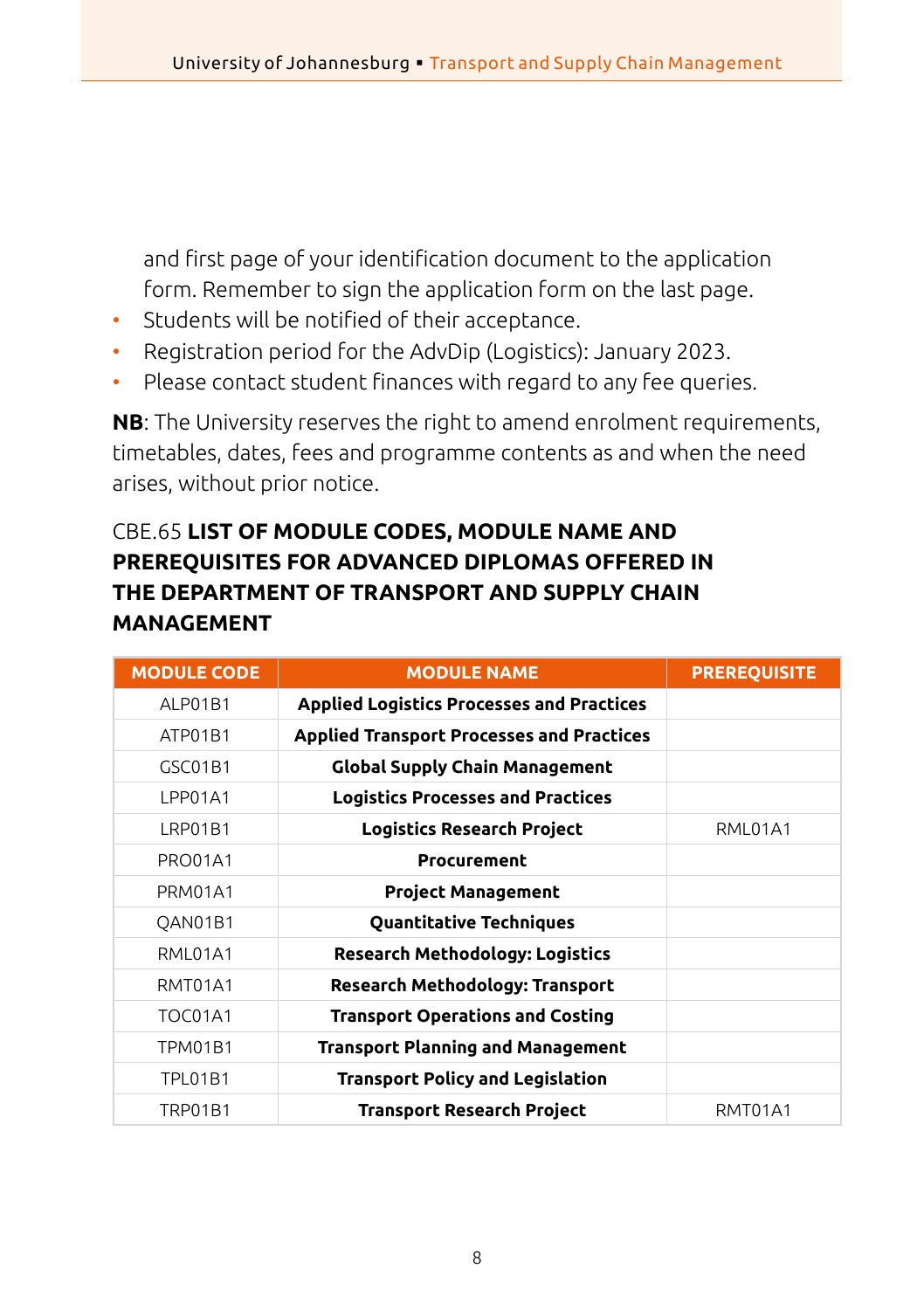and first page of your identification document to the application form. Remember to sign the application form on the last page.

- Students will be notified of their acceptance.
- Registration period for the AdvDip (Logistics): January 2023.
- Please contact student finances with regard to any fee queries.

**NB**: The University reserves the right to amend enrolment requirements, timetables, dates, fees and programme contents as and when the need arises, without prior notice.

## CBE.65 LIST OF MODULE CODES, MODULE NAME AND PREREQUISITES FOR ADVANCED DIPLOMAS OFFERED IN THE DEPARTMENT OF TRANSPORT AND SUPPLY CHAIN MANAGEMENT

| MODULE CODE | MODULE NAME | PREREQUISITE |
|---|---|---|
| ALP01B1 | **Applied Logistics Processes and Practices** | |
| ATP01B1 | **Applied Transport Processes and Practices** | |
| GSC01B1 | **Global Supply Chain Management** | |
| LPP01A1 | **Logistics Processes and Practices** | |
| LRP01B1 | **Logistics Research Project** | RML01A1 |
| PRO01A1 | **Procurement** | |
| PRM01A1 | **Project Management** | |
| QAN01B1 | **Quantitative Techniques** | |
| RML01A1 | **Research Methodology: Logistics** | |
| RMT01A1 | **Research Methodology: Transport** | |
| TOC01A1 | **Transport Operations and Costing** | |
| TPM01B1 | **Transport Planning and Management** | |
| TPL01B1 | **Transport Policy and Legislation** | |
| TRP01B1 | **Transport Research Project** | RMT01A1 |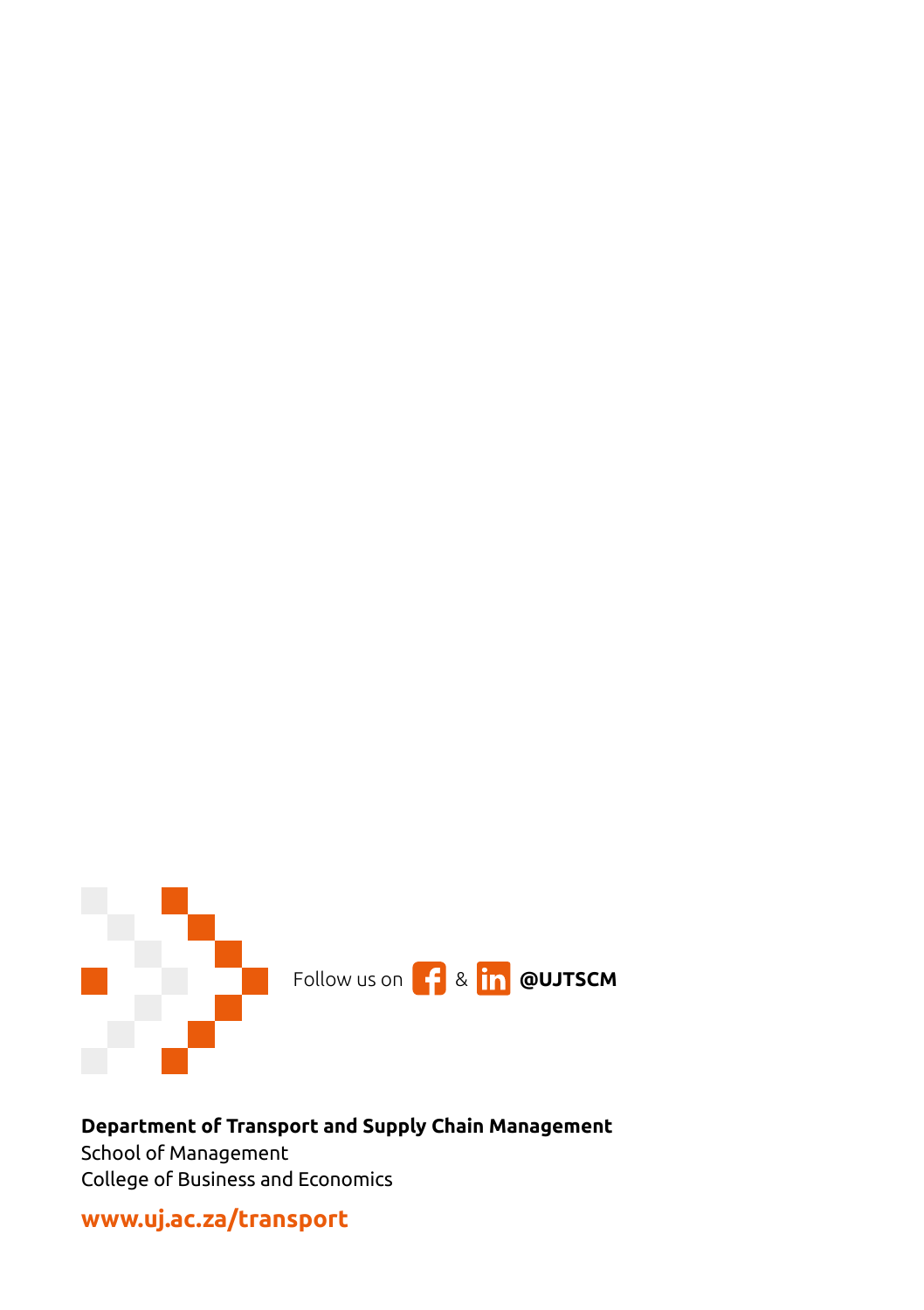Follow us on & @UJTSCM

**Department of Transport and Supply Chain Management**
School of Management
College of Business and Economics

**www.uj.ac.za/transport**